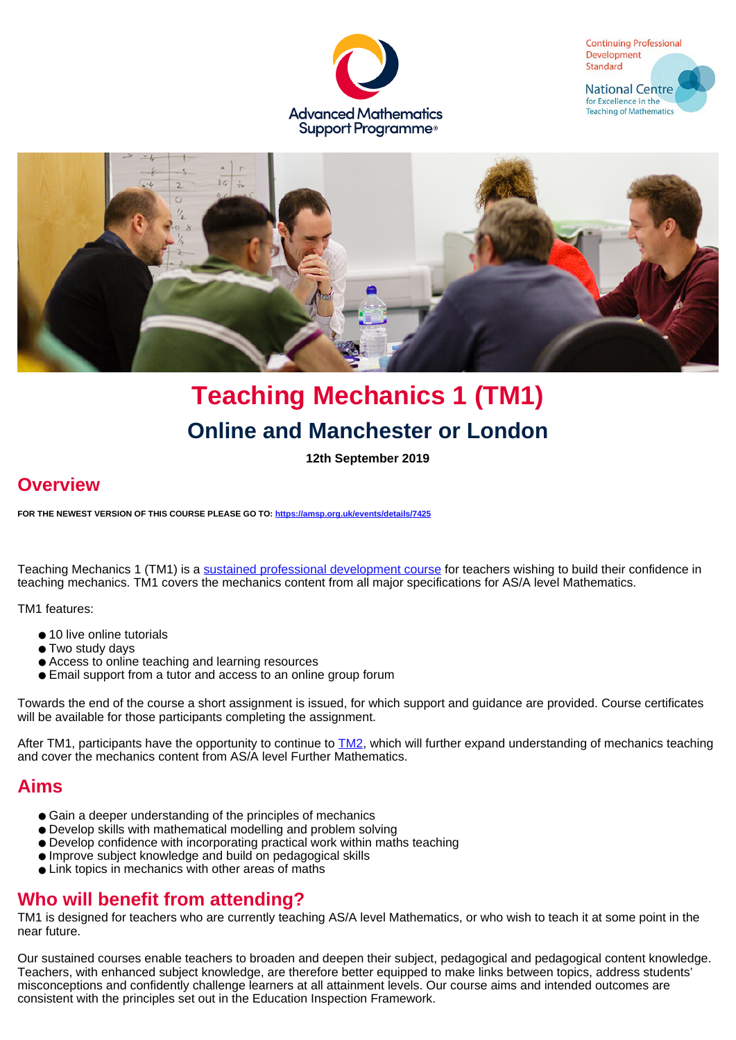# Teaching Mechanics 1 (TM1)

## Online and Manchester or London

**12th September 2019**

## Overview

**FOR THE NEWEST VERSION OF THIS COURSE PLEASE GO TO: [https://amsp.org.uk/events/details/7425](https://amsp.org.uk/events/details/7425)**

Teaching Mechanics 1 (TM1) is a [sustained professional development course](#) for teachers wishing to build their confidence in teaching mechanics. TM1 covers the mechanics content from all major specifications for AS/A level Mathematics.

TM1 features:

- 10 live online tutorials
- Two study days
- Access to online teaching and learning resources
- Email support from a tutor and access to an online group forum

Towards the end of the course a short assignment is issued, for which support and guidance are provided. Course certificates will be available for those participants completing the assignment.

After TM1, participants have the opportunity to continue to [TM2](#), which will further expand understanding of mechanics teaching and cover the mechanics content from AS/A level Further Mathematics.

## Aims

- Gain a deeper understanding of the principles of mechanics
- Develop skills with mathematical modelling and problem solving
- Develop confidence with incorporating practical work within maths teaching
- Improve subject knowledge and build on pedagogical skills
- Link topics in mechanics with other areas of maths

## Who will benefit from attending?

TM1 is designed for teachers who are currently teaching AS/A level Mathematics, or who wish to teach it at some point in the near future.

Our sustained courses enable teachers to broaden and deepen their subject, pedagogical and pedagogical content knowledge. Teachers, with enhanced subject knowledge, are therefore better equipped to make links between topics, address students' misconceptions and confidently challenge learners at all attainment levels. Our course aims and intended outcomes are consistent with the principles set out in the Education Inspection Framework.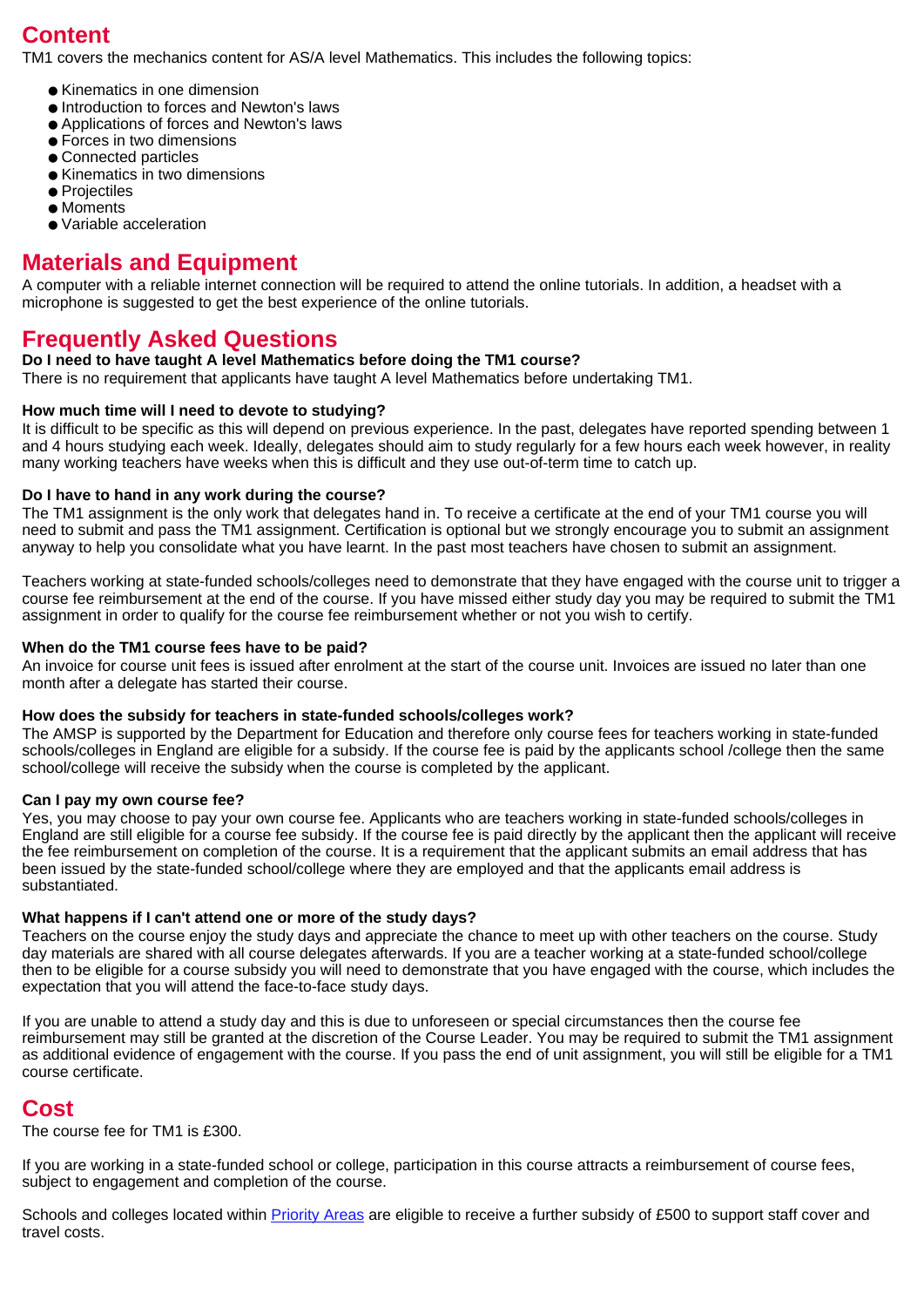## Content

TM1 covers the mechanics content for AS/A level Mathematics. This includes the following topics:

- Kinematics in one dimension
- Introduction to forces and Newton's laws
- Applications of forces and Newton's laws
- Forces in two dimensions
- Connected particles
- Kinematics in two dimensions
- Projectiles
- Moments
- Variable acceleration

## Materials and Equipment

A computer with a reliable internet connection will be required to attend the online tutorials. In addition, a headset with a microphone is suggested to get the best experience of the online tutorials.

## Frequently Asked Questions

**Do I need to have taught A level Mathematics before doing the TM1 course?**

There is no requirement that applicants have taught A level Mathematics before undertaking TM1.

**How much time will I need to devote to studying?**

It is difficult to be specific as this will depend on previous experience. In the past, delegates have reported spending between 1 and 4 hours studying each week. Ideally, delegates should aim to study regularly for a few hours each week however, in reality many working teachers have weeks when this is difficult and they use out-of-term time to catch up.

**Do I have to hand in any work during the course?**

The TM1 assignment is the only work that delegates hand in. To receive a certificate at the end of your TM1 course you will need to submit and pass the TM1 assignment. Certification is optional but we strongly encourage you to submit an assignment anyway to help you consolidate what you have learnt. In the past most teachers have chosen to submit an assignment.

Teachers working at state-funded schools/colleges need to demonstrate that they have engaged with the course unit to trigger a course fee reimbursement at the end of the course. If you have missed either study day you may be required to submit the TM1 assignment in order to qualify for the course fee reimbursement whether or not you wish to certify.

**When do the TM1 course fees have to be paid?**

An invoice for course unit fees is issued after enrolment at the start of the course unit. Invoices are issued no later than one month after a delegate has started their course.

**How does the subsidy for teachers in state-funded schools/colleges work?**

The AMSP is supported by the Department for Education and therefore only course fees for teachers working in state-funded schools/colleges in England are eligible for a subsidy. If the course fee is paid by the applicants school /college then the same school/college will receive the subsidy when the course is completed by the applicant.

**Can I pay my own course fee?**

Yes, you may choose to pay your own course fee. Applicants who are teachers working in state-funded schools/colleges in England are still eligible for a course fee subsidy. If the course fee is paid directly by the applicant then the applicant will receive the fee reimbursement on completion of the course. It is a requirement that the applicant submits an email address that has been issued by the state-funded school/college where they are employed and that the applicants email address is substantiated.

**What happens if I can't attend one or more of the study days?**

Teachers on the course enjoy the study days and appreciate the chance to meet up with other teachers on the course. Study day materials are shared with all course delegates afterwards. If you are a teacher working at a state-funded school/college then to be eligible for a course subsidy you will need to demonstrate that you have engaged with the course, which includes the expectation that you will attend the face-to-face study days.

If you are unable to attend a study day and this is due to unforeseen or special circumstances then the course fee reimbursement may still be granted at the discretion of the Course Leader. You may be required to submit the TM1 assignment as additional evidence of engagement with the course. If you pass the end of unit assignment, you will still be eligible for a TM1 course certificate.

## Cost

The course fee for TM1 is £300.

If you are working in a state-funded school or college, participation in this course attracts a reimbursement of course fees, subject to engagement and completion of the course.

Schools and colleges located within Priority Areas are eligible to receive a further subsidy of £500 to support staff cover and travel costs.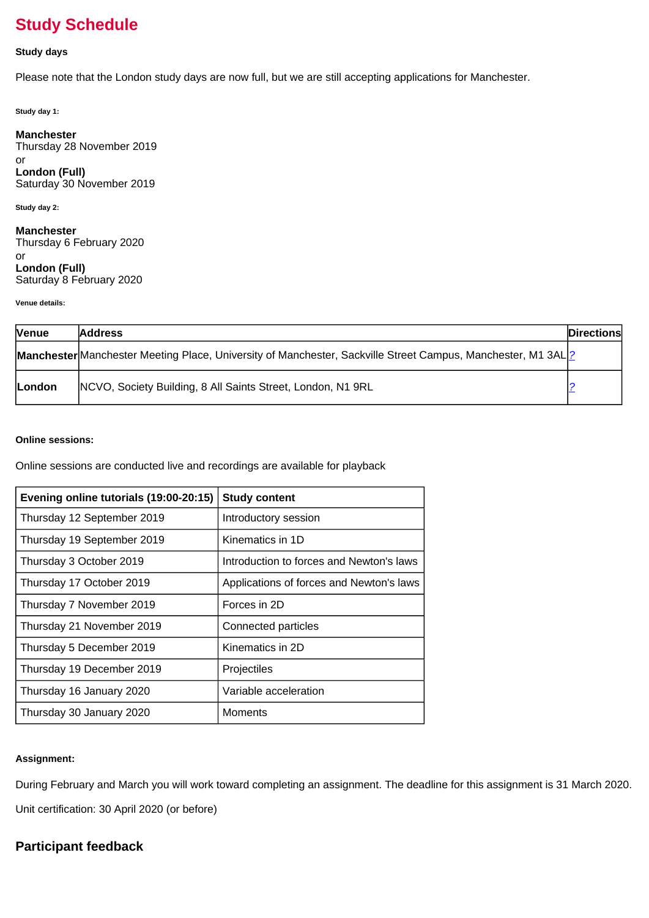# Study Schedule

**Study days**

Please note that the London study days are now full, but we are still accepting applications for Manchester.

**Study day 1:**

**Manchester**
Thursday 28 November 2019
or
**London (Full)**
Saturday 30 November 2019

**Study day 2:**

**Manchester**
Thursday 6 February 2020
or
**London (Full)**
Saturday 8 February 2020

**Venue details:**

| Venue | Address | Directions |
| --- | --- | --- |
| **Manchester** | Manchester Meeting Place, University of Manchester, Sackville Street Campus, Manchester, M1 3AL | ? |
| **London** | NCVO, Society Building, 8 All Saints Street, London, N1 9RL | ? |

**Online sessions:**

Online sessions are conducted live and recordings are available for playback

| Evening online tutorials (19:00-20:15) | Study content |
| --- | --- |
| Thursday 12 September 2019 | Introductory session |
| Thursday 19 September 2019 | Kinematics in 1D |
| Thursday 3 October 2019 | Introduction to forces and Newton's laws |
| Thursday 17 October 2019 | Applications of forces and Newton's laws |
| Thursday 7 November 2019 | Forces in 2D |
| Thursday 21 November 2019 | Connected particles |
| Thursday 5 December 2019 | Kinematics in 2D |
| Thursday 19 December 2019 | Projectiles |
| Thursday 16 January 2020 | Variable acceleration |
| Thursday 30 January 2020 | Moments |

**Assignment:**

During February and March you will work toward completing an assignment. The deadline for this assignment is 31 March 2020.

Unit certification: 30 April 2020 (or before)

## Participant feedback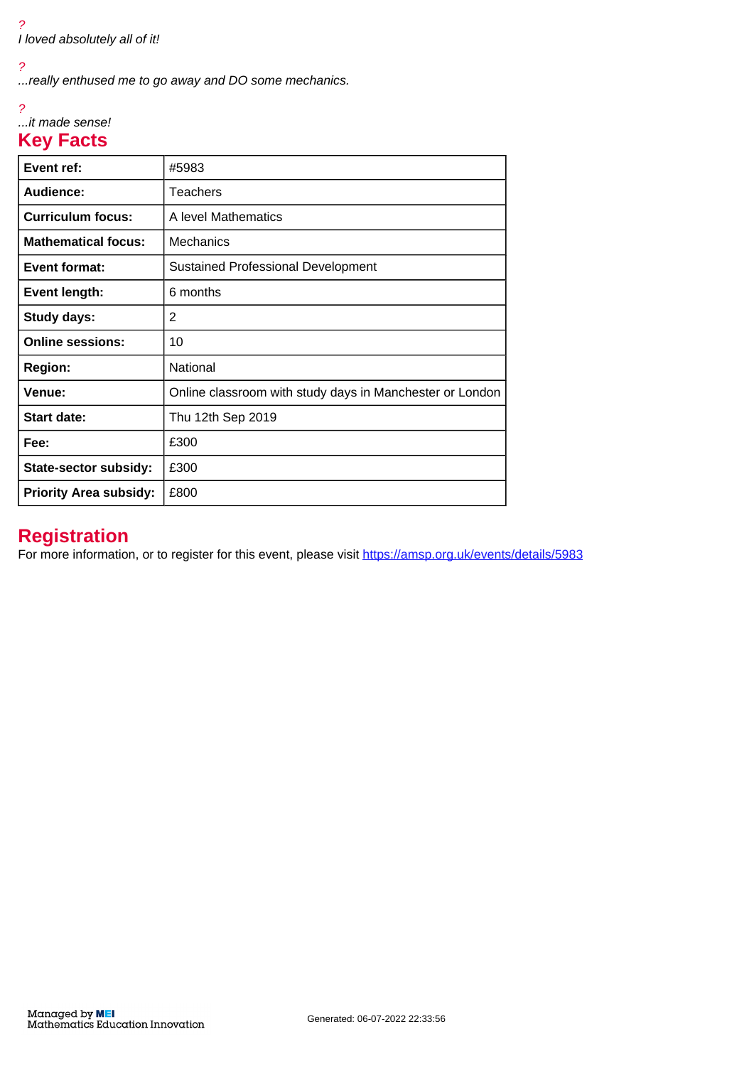?

*I loved absolutely all of it!*

?

*...really enthused me to go away and DO some mechanics.*

?

*...it made sense!*

## Key Facts

| | |
|---|---|
| **Event ref:** | #5983 |
| **Audience:** | Teachers |
| **Curriculum focus:** | A level Mathematics |
| **Mathematical focus:** | Mechanics |
| **Event format:** | Sustained Professional Development |
| **Event length:** | 6 months |
| **Study days:** | 2 |
| **Online sessions:** | 10 |
| **Region:** | National |
| **Venue:** | Online classroom with study days in Manchester or London |
| **Start date:** | Thu 12th Sep 2019 |
| **Fee:** | £300 |
| **State-sector subsidy:** | £300 |
| **Priority Area subsidy:** | £800 |

## Registration

For more information, or to register for this event, please visit https://amsp.org.uk/events/details/5983

Managed by MEI Mathematics Education Innovation

Generated: 06-07-2022 22:33:56